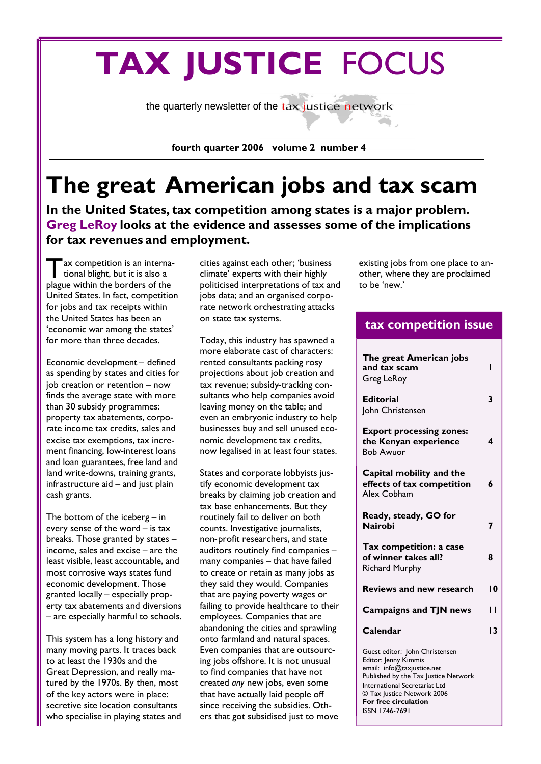# TAX JUSTICE FOCUS

the quarterly newsletter of the tax justice network

**fourth quarter 2006 volume 2 number 4**

# The great American jobs and tax scam

**In the United States, tax competition among states is a major problem. Greg LeRoy looks at the evidence and assesses some of the implications for tax revenues and employment.**

Tax competition is an international blight, but it is also a plague within the borders of the United States. In fact, competition for jobs and tax receipts within the United States has been an 'economic war among the states' for more than three decades.

Economic development – defined as spending by states and cities for job creation or retention – now finds the average state with more than 30 subsidy programmes: property tax abatements, corporate income tax credits, sales and excise tax exemptions, tax increment financing, low-interest loans and loan guarantees, free land and land write-downs, training grants, infrastructure aid – and just plain cash grants.

The bottom of the iceberg – in every sense of the word – is tax breaks. Those granted by states – income, sales and excise – are the least visible, least accountable, and most corrosive ways states fund economic development. Those granted locally – especially property tax abatements and diversions – are especially harmful to schools.

This system has a long history and many moving parts. It traces back to at least the 1930s and the Great Depression, and really matured by the 1970s. By then, most of the key actors were in place: secretive site location consultants who specialise in playing states and cities against each other; 'business climate' experts with their highly politicised interpretations of tax and jobs data; and an organised corporate network orchestrating attacks on state tax systems.

Today, this industry has spawned a more elaborate cast of characters: rented consultants packing rosy projections about job creation and tax revenue; subsidy-tracking consultants who help companies avoid leaving money on the table; and even an embryonic industry to help businesses buy and sell unused economic development tax credits, now legalised in at least four states.

States and corporate lobbyists justify economic development tax breaks by claiming job creation and tax base enhancements. But they routinely fail to deliver on both counts. Investigative journalists, non-profit researchers, and state auditors routinely find companies – many companies – that have failed to create or retain as many jobs as they said they would. Companies that are paying poverty wages or failing to provide healthcare to their employees. Companies that are abandoning the cities and sprawling onto farmland and natural spaces. Even companies that are outsourcing jobs offshore. It is not unusual to find companies that have not created *any* new jobs, even some that have actually laid people off since receiving the subsidies. Others that got subsidised just to move existing jobs from one place to another, where they are proclaimed to be 'new.'

## tax competition issue

| | |
|---|---|
| **The great American jobs and tax scam** Greg LeRoy | 1 |
| **Editorial** John Christensen | 3 |
| **Export processing zones: the Kenyan experience** Bob Awuor | 4 |
| **Capital mobility and the effects of tax competition** Alex Cobham | 6 |
| **Ready, steady, GO for Nairobi** | 7 |
| **Tax competition: a case of winner takes all?** Richard Murphy | 8 |
| **Reviews and new research** | 10 |
| **Campaigns and TJN news** | 11 |
| **Calendar** | 13 |

Guest editor: John Christensen
Editor: Jenny Kimmis
email: info@taxjustice.net
Published by the Tax Justice Network International Secretariat Ltd
© Tax Justice Network 2006
**For free circulation**
ISSN 1746-7691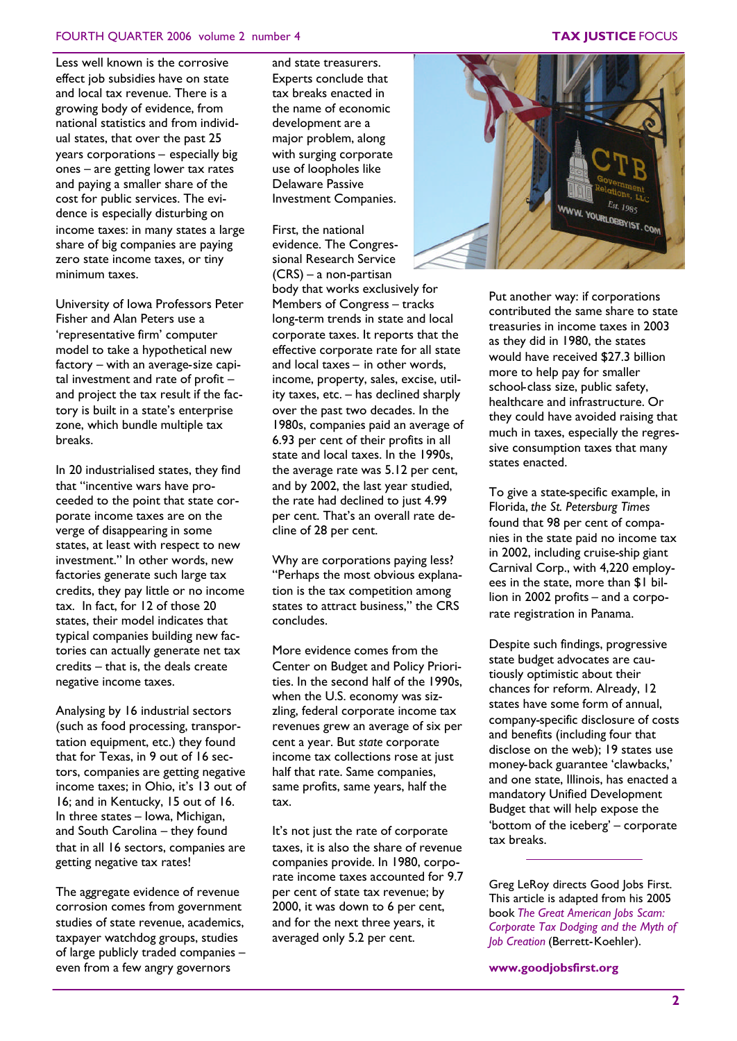Less well known is the corrosive effect job subsidies have on state and local tax revenue. There is a growing body of evidence, from national statistics and from individual states, that over the past 25 years corporations – especially big ones – are getting lower tax rates and paying a smaller share of the cost for public services. The evidence is especially disturbing on income taxes: in many states a large share of big companies are paying zero state income taxes, or tiny minimum taxes.

University of Iowa Professors Peter Fisher and Alan Peters use a 'representative firm' computer model to take a hypothetical new factory – with an average-size capital investment and rate of profit – and project the tax result if the factory is built in a state's enterprise zone, which bundle multiple tax breaks.

In 20 industrialised states, they find that "incentive wars have proceeded to the point that state corporate income taxes are on the verge of disappearing in some states, at least with respect to new investment." In other words, new factories generate such large tax credits, they pay little or no income tax. In fact, for 12 of those 20 states, their model indicates that typical companies building new factories can actually generate net tax credits – that is, the deals create negative income taxes.

Analysing by 16 industrial sectors (such as food processing, transportation equipment, etc.) they found that for Texas, in 9 out of 16 sectors, companies are getting negative income taxes; in Ohio, it's 13 out of 16; and in Kentucky, 15 out of 16. In three states – Iowa, Michigan, and South Carolina – they found that in all 16 sectors, companies are getting negative tax rates!

The aggregate evidence of revenue corrosion comes from government studies of state revenue, academics, taxpayer watchdog groups, studies of large publicly traded companies – even from a few angry governors and state treasurers. Experts conclude that tax breaks enacted in the name of economic development are a major problem, along with surging corporate use of loopholes like Delaware Passive Investment Companies.

First, the national evidence. The Congressional Research Service (CRS) – a non-partisan body that works exclusively for Members of Congress – tracks long-term trends in state and local corporate taxes. It reports that the effective corporate rate for all state and local taxes – in other words, income, property, sales, excise, utility taxes, etc. – has declined sharply over the past two decades. In the 1980s, companies paid an average of 6.93 per cent of their profits in all state and local taxes. In the 1990s, the average rate was 5.12 per cent, and by 2002, the last year studied, the rate had declined to just 4.99 per cent. That's an overall rate decline of 28 per cent.

Why are corporations paying less? "Perhaps the most obvious explanation is the tax competition among states to attract business," the CRS concludes.

More evidence comes from the Center on Budget and Policy Priorities. In the second half of the 1990s, when the U.S. economy was sizzling, federal corporate income tax revenues grew an average of six per cent a year. But *state* corporate income tax collections rose at just half that rate. Same companies, same profits, same years, half the tax.

It's not just the rate of corporate taxes, it is also the share of revenue companies provide. In 1980, corporate income taxes accounted for 9.7 per cent of state tax revenue; by 2000, it was down to 6 per cent, and for the next three years, it averaged only 5.2 per cent.

Put another way: if corporations contributed the same share to state treasuries in income taxes in 2003 as they did in 1980, the states would have received $27.3 billion more to help pay for smaller school-class size, public safety, healthcare and infrastructure. Or they could have avoided raising that much in taxes, especially the regressive consumption taxes that many states enacted.

To give a state-specific example, in Florida, *the St. Petersburg Times* found that 98 per cent of companies in the state paid no income tax in 2002, including cruise-ship giant Carnival Corp., with 4,220 employees in the state, more than $1 billion in 2002 profits – and a corporate registration in Panama.

Despite such findings, progressive state budget advocates are cautiously optimistic about their chances for reform. Already, 12 states have some form of annual, company-specific disclosure of costs and benefits (including four that disclose on the web); 19 states use money-back guarantee 'clawbacks,' and one state, Illinois, has enacted a mandatory Unified Development Budget that will help expose the 'bottom of the iceberg' – corporate tax breaks.

---

Greg LeRoy directs Good Jobs First. This article is adapted from his 2005 book *The Great American Jobs Scam: Corporate Tax Dodging and the Myth of Job Creation* (Berrett-Koehler).

**www.goodjobsfirst.org**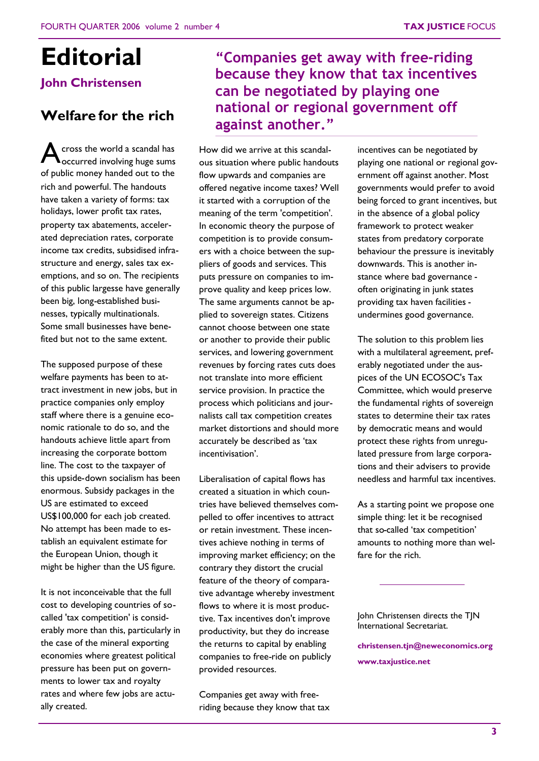# Editorial

### John Christensen

## Welfare for the rich

> **"Companies get away with free-riding because they know that tax incentives can be negotiated by playing one national or regional government off against another."**

Across the world a scandal has occurred involving huge sums of public money handed out to the rich and powerful. The handouts have taken a variety of forms: tax holidays, lower profit tax rates, property tax abatements, accelerated depreciation rates, corporate income tax credits, subsidised infrastructure and energy, sales tax exemptions, and so on. The recipients of this public largesse have generally been big, long-established businesses, typically multinationals. Some small businesses have benefited but not to the same extent.

The supposed purpose of these welfare payments has been to attract investment in new jobs, but in practice companies only employ staff where there is a genuine economic rationale to do so, and the handouts achieve little apart from increasing the corporate bottom line. The cost to the taxpayer of this upside-down socialism has been enormous. Subsidy packages in the US are estimated to exceed US$100,000 for each job created. No attempt has been made to establish an equivalent estimate for the European Union, though it might be higher than the US figure.

It is not inconceivable that the full cost to developing countries of so-called 'tax competition' is considerably more than this, particularly in the case of the mineral exporting economies where greatest political pressure has been put on governments to lower tax and royalty rates and where few jobs are actually created.

How did we arrive at this scandalous situation where public handouts flow upwards and companies are offered negative income taxes? Well it started with a corruption of the meaning of the term 'competition'. In economic theory the purpose of competition is to provide consumers with a choice between the suppliers of goods and services. This puts pressure on companies to improve quality and keep prices low. The same arguments cannot be applied to sovereign states. Citizens cannot choose between one state or another to provide their public services, and lowering government revenues by forcing rates cuts does not translate into more efficient service provision. In practice the process which politicians and journalists call tax competition creates market distortions and should more accurately be described as 'tax incentivisation'.

Liberalisation of capital flows has created a situation in which countries have believed themselves compelled to offer incentives to attract or retain investment. These incentives achieve nothing in terms of improving market efficiency; on the contrary they distort the crucial feature of the theory of comparative advantage whereby investment flows to where it is most productive. Tax incentives don't improve productivity, but they do increase the returns to capital by enabling companies to free-ride on publicly provided resources.

Companies get away with free-riding because they know that tax incentives can be negotiated by playing one national or regional government off against another. Most governments would prefer to avoid being forced to grant incentives, but in the absence of a global policy framework to protect weaker states from predatory corporate behaviour the pressure is inevitably downwards. This is another instance where bad governance - often originating in junk states providing tax haven facilities - undermines good governance.

The solution to this problem lies with a multilateral agreement, preferably negotiated under the auspices of the UN ECOSOC's Tax Committee, which would preserve the fundamental rights of sovereign states to determine their tax rates by democratic means and would protect these rights from unregulated pressure from large corporations and their advisers to provide needless and harmful tax incentives.

As a starting point we propose one simple thing: let it be recognised that so-called 'tax competition' amounts to nothing more than welfare for the rich.

---

John Christensen directs the TJN International Secretariat.

**christensen.tjn@neweconomics.org**

**www.taxjustice.net**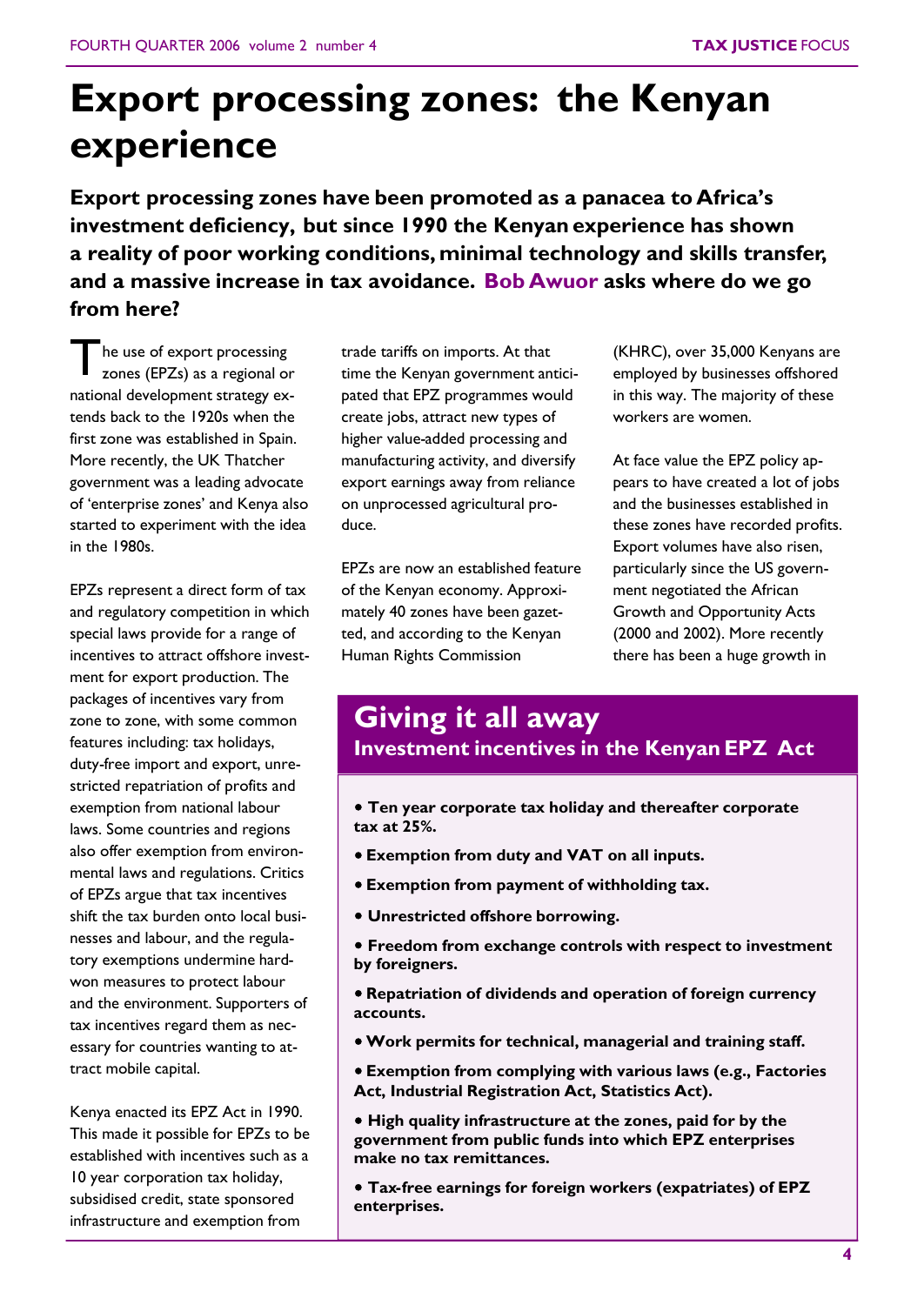# Export processing zones: the Kenyan experience

**Export processing zones have been promoted as a panacea to Africa's investment deficiency, but since 1990 the Kenyan experience has shown a reality of poor working conditions, minimal technology and skills transfer, and a massive increase in tax avoidance. Bob Awuor asks where do we go from here?**

The use of export processing zones (EPZs) as a regional or national development strategy extends back to the 1920s when the first zone was established in Spain. More recently, the UK Thatcher government was a leading advocate of 'enterprise zones' and Kenya also started to experiment with the idea in the 1980s.

EPZs represent a direct form of tax and regulatory competition in which special laws provide for a range of incentives to attract offshore investment for export production. The packages of incentives vary from zone to zone, with some common features including: tax holidays, duty-free import and export, unrestricted repatriation of profits and exemption from national labour laws. Some countries and regions also offer exemption from environmental laws and regulations. Critics of EPZs argue that tax incentives shift the tax burden onto local businesses and labour, and the regulatory exemptions undermine hard-won measures to protect labour and the environment. Supporters of tax incentives regard them as necessary for countries wanting to attract mobile capital.

Kenya enacted its EPZ Act in 1990. This made it possible for EPZs to be established with incentives such as a 10 year corporation tax holiday, subsidised credit, state sponsored infrastructure and exemption from trade tariffs on imports. At that time the Kenyan government anticipated that EPZ programmes would create jobs, attract new types of higher value-added processing and manufacturing activity, and diversify export earnings away from reliance on unprocessed agricultural produce.

EPZs are now an established feature of the Kenyan economy. Approximately 40 zones have been gazetted, and according to the Kenyan Human Rights Commission (KHRC), over 35,000 Kenyans are employed by businesses offshored in this way. The majority of these workers are women.

At face value the EPZ policy appears to have created a lot of jobs and the businesses established in these zones have recorded profits. Export volumes have also risen, particularly since the US government negotiated the African Growth and Opportunity Acts (2000 and 2002). More recently there has been a huge growth in

## Giving it all away

### Investment incentives in the Kenyan EPZ Act

- **Ten year corporate tax holiday and thereafter corporate tax at 25%.**
- **Exemption from duty and VAT on all inputs.**
- **Exemption from payment of withholding tax.**
- **Unrestricted offshore borrowing.**
- **Freedom from exchange controls with respect to investment by foreigners.**
- **Repatriation of dividends and operation of foreign currency accounts.**
- **Work permits for technical, managerial and training staff.**
- **Exemption from complying with various laws (e.g., Factories Act, Industrial Registration Act, Statistics Act).**
- **High quality infrastructure at the zones, paid for by the government from public funds into which EPZ enterprises make no tax remittances.**
- **Tax-free earnings for foreign workers (expatriates) of EPZ enterprises.**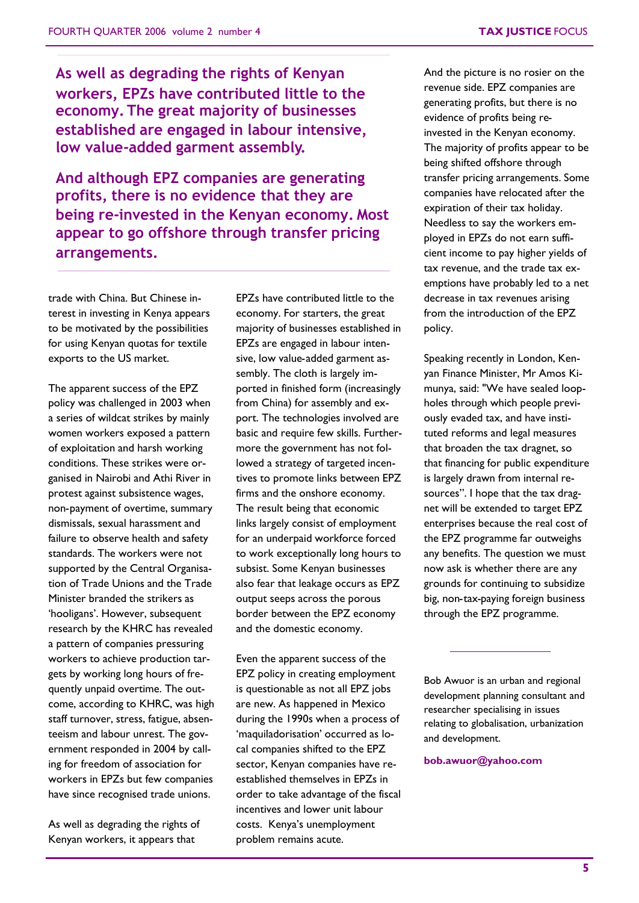**As well as degrading the rights of Kenyan workers, EPZs have contributed little to the economy. The great majority of businesses established are engaged in labour intensive, low value-added garment assembly.**

**And although EPZ companies are generating profits, there is no evidence that they are being re-invested in the Kenyan economy. Most appear to go offshore through transfer pricing arrangements.**

trade with China. But Chinese interest in investing in Kenya appears to be motivated by the possibilities for using Kenyan quotas for textile exports to the US market.

The apparent success of the EPZ policy was challenged in 2003 when a series of wildcat strikes by mainly women workers exposed a pattern of exploitation and harsh working conditions. These strikes were organised in Nairobi and Athi River in protest against subsistence wages, non-payment of overtime, summary dismissals, sexual harassment and failure to observe health and safety standards. The workers were not supported by the Central Organisation of Trade Unions and the Trade Minister branded the strikers as 'hooligans'. However, subsequent research by the KHRC has revealed a pattern of companies pressuring workers to achieve production targets by working long hours of frequently unpaid overtime. The outcome, according to KHRC, was high staff turnover, stress, fatigue, absenteeism and labour unrest. The government responded in 2004 by calling for freedom of association for workers in EPZs but few companies have since recognised trade unions.

As well as degrading the rights of Kenyan workers, it appears that EPZs have contributed little to the economy. For starters, the great majority of businesses established in EPZs are engaged in labour intensive, low value-added garment assembly. The cloth is largely imported in finished form (increasingly from China) for assembly and export. The technologies involved are basic and require few skills. Furthermore the government has not followed a strategy of targeted incentives to promote links between EPZ firms and the onshore economy. The result being that economic links largely consist of employment for an underpaid workforce forced to work exceptionally long hours to subsist. Some Kenyan businesses also fear that leakage occurs as EPZ output seeps across the porous border between the EPZ economy and the domestic economy.

Even the apparent success of the EPZ policy in creating employment is questionable as not all EPZ jobs are new. As happened in Mexico during the 1990s when a process of 'maquiladorisation' occurred as local companies shifted to the EPZ sector, Kenyan companies have re-established themselves in EPZs in order to take advantage of the fiscal incentives and lower unit labour costs. Kenya's unemployment problem remains acute.

And the picture is no rosier on the revenue side. EPZ companies are generating profits, but there is no evidence of profits being re-invested in the Kenyan economy. The majority of profits appear to be being shifted offshore through transfer pricing arrangements. Some companies have relocated after the expiration of their tax holiday. Needless to say the workers employed in EPZs do not earn sufficient income to pay higher yields of tax revenue, and the trade tax exemptions have probably led to a net decrease in tax revenues arising from the introduction of the EPZ policy.

Speaking recently in London, Kenyan Finance Minister, Mr Amos Kimunya, said: "We have sealed loopholes through which people previously evaded tax, and have instituted reforms and legal measures that broaden the tax dragnet, so that financing for public expenditure is largely drawn from internal resources". I hope that the tax dragnet will be extended to target EPZ enterprises because the real cost of the EPZ programme far outweighs any benefits. The question we must now ask is whether there are any grounds for continuing to subsidize big, non-tax-paying foreign business through the EPZ programme.

---

Bob Awuor is an urban and regional development planning consultant and researcher specialising in issues relating to globalisation, urbanization and development.

**bob.awuor@yahoo.com**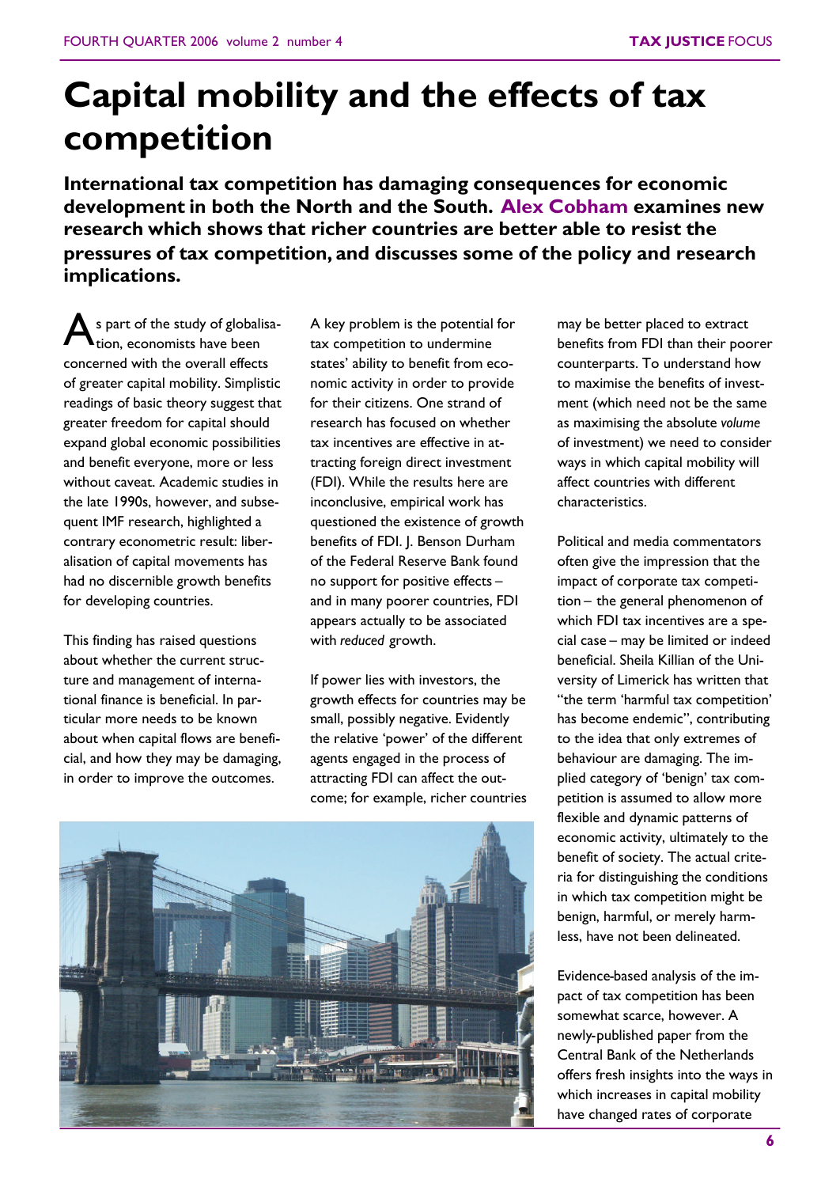# Capital mobility and the effects of tax competition

**International tax competition has damaging consequences for economic development in both the North and the South. Alex Cobham examines new research which shows that richer countries are better able to resist the pressures of tax competition, and discusses some of the policy and research implications.**

As part of the study of globalisation, economists have been concerned with the overall effects of greater capital mobility. Simplistic readings of basic theory suggest that greater freedom for capital should expand global economic possibilities and benefit everyone, more or less without caveat. Academic studies in the late 1990s, however, and subsequent IMF research, highlighted a contrary econometric result: liberalisation of capital movements has had no discernible growth benefits for developing countries.

This finding has raised questions about whether the current structure and management of international finance is beneficial. In particular more needs to be known about when capital flows are beneficial, and how they may be damaging, in order to improve the outcomes.

A key problem is the potential for tax competition to undermine states' ability to benefit from economic activity in order to provide for their citizens. One strand of research has focused on whether tax incentives are effective in attracting foreign direct investment (FDI). While the results here are inconclusive, empirical work has questioned the existence of growth benefits of FDI. J. Benson Durham of the Federal Reserve Bank found no support for positive effects – and in many poorer countries, FDI appears actually to be associated with *reduced* growth.

If power lies with investors, the growth effects for countries may be small, possibly negative. Evidently the relative 'power' of the different agents engaged in the process of attracting FDI can affect the outcome; for example, richer countries may be better placed to extract benefits from FDI than their poorer counterparts. To understand how to maximise the benefits of investment (which need not be the same as maximising the absolute *volume* of investment) we need to consider ways in which capital mobility will affect countries with different characteristics.

Political and media commentators often give the impression that the impact of corporate tax competition – the general phenomenon of which FDI tax incentives are a special case – may be limited or indeed beneficial. Sheila Killian of the University of Limerick has written that "the term 'harmful tax competition' has become endemic", contributing to the idea that only extremes of behaviour are damaging. The implied category of 'benign' tax competition is assumed to allow more flexible and dynamic patterns of economic activity, ultimately to the benefit of society. The actual criteria for distinguishing the conditions in which tax competition might be benign, harmful, or merely harmless, have not been delineated.

Evidence-based analysis of the impact of tax competition has been somewhat scarce, however. A newly-published paper from the Central Bank of the Netherlands offers fresh insights into the ways in which increases in capital mobility have changed rates of corporate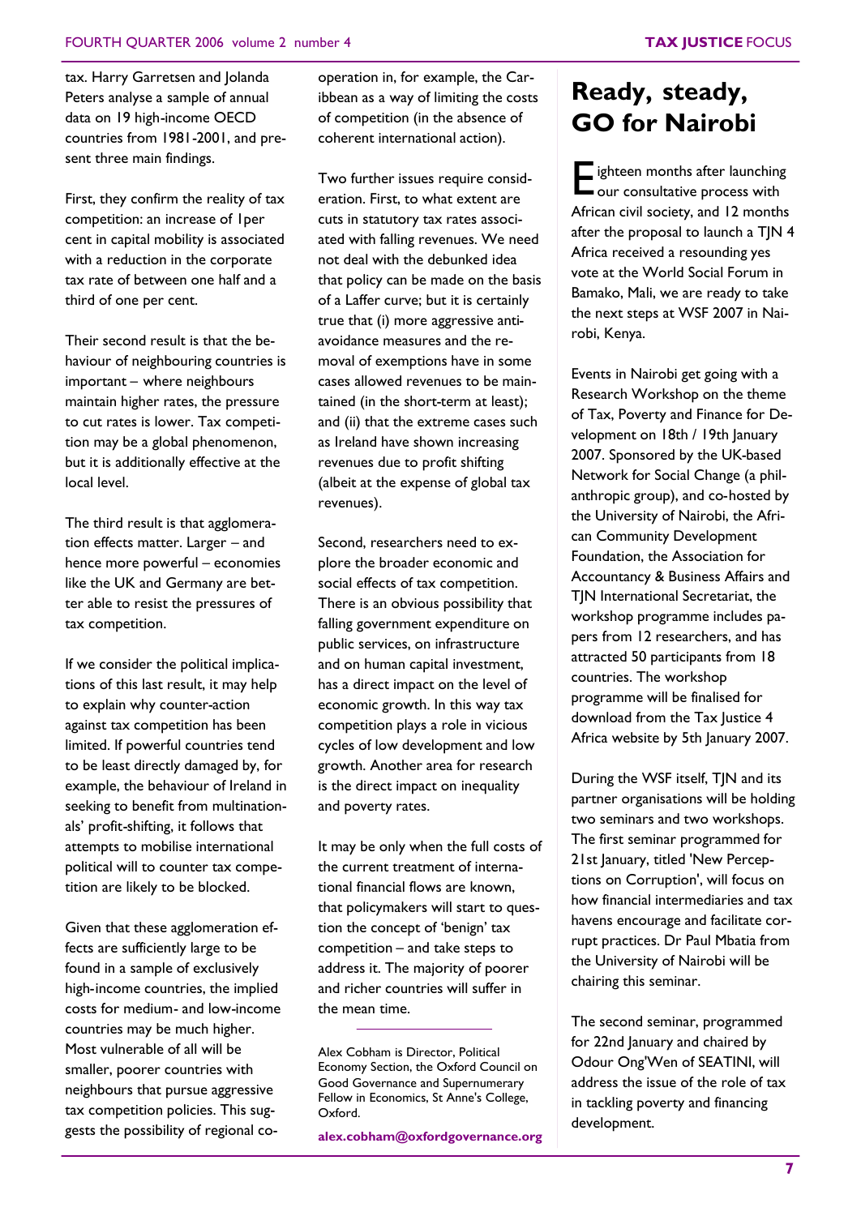tax. Harry Garretsen and Jolanda Peters analyse a sample of annual data on 19 high-income OECD countries from 1981-2001, and present three main findings.

First, they confirm the reality of tax competition: an increase of 1per cent in capital mobility is associated with a reduction in the corporate tax rate of between one half and a third of one per cent.

Their second result is that the behaviour of neighbouring countries is important – where neighbours maintain higher rates, the pressure to cut rates is lower. Tax competition may be a global phenomenon, but it is additionally effective at the local level.

The third result is that agglomeration effects matter. Larger – and hence more powerful – economies like the UK and Germany are better able to resist the pressures of tax competition.

If we consider the political implications of this last result, it may help to explain why counter-action against tax competition has been limited. If powerful countries tend to be least directly damaged by, for example, the behaviour of Ireland in seeking to benefit from multinationals' profit-shifting, it follows that attempts to mobilise international political will to counter tax competition are likely to be blocked.

Given that these agglomeration effects are sufficiently large to be found in a sample of exclusively high-income countries, the implied costs for medium- and low-income countries may be much higher. Most vulnerable of all will be smaller, poorer countries with neighbours that pursue aggressive tax competition policies. This suggests the possibility of regional co-operation in, for example, the Caribbean as a way of limiting the costs of competition (in the absence of coherent international action).

Two further issues require consideration. First, to what extent are cuts in statutory tax rates associated with falling revenues. We need not deal with the debunked idea that policy can be made on the basis of a Laffer curve; but it is certainly true that (i) more aggressive anti-avoidance measures and the removal of exemptions have in some cases allowed revenues to be maintained (in the short-term at least); and (ii) that the extreme cases such as Ireland have shown increasing revenues due to profit shifting (albeit at the expense of global tax revenues).

Second, researchers need to explore the broader economic and social effects of tax competition. There is an obvious possibility that falling government expenditure on public services, on infrastructure and on human capital investment, has a direct impact on the level of economic growth. In this way tax competition plays a role in vicious cycles of low development and low growth. Another area for research is the direct impact on inequality and poverty rates.

It may be only when the full costs of the current treatment of international financial flows are known, that policymakers will start to question the concept of 'benign' tax competition – and take steps to address it. The majority of poorer and richer countries will suffer in the mean time.

---

Alex Cobham is Director, Political Economy Section, the Oxford Council on Good Governance and Supernumerary Fellow in Economics, St Anne's College, Oxford.

**alex.cobham@oxfordgovernance.org**

# Ready, steady, GO for Nairobi

Eighteen months after launching our consultative process with African civil society, and 12 months after the proposal to launch a TJN 4 Africa received a resounding yes vote at the World Social Forum in Bamako, Mali, we are ready to take the next steps at WSF 2007 in Nairobi, Kenya.

Events in Nairobi get going with a Research Workshop on the theme of Tax, Poverty and Finance for Development on 18th / 19th January 2007. Sponsored by the UK-based Network for Social Change (a philanthropic group), and co-hosted by the University of Nairobi, the African Community Development Foundation, the Association for Accountancy & Business Affairs and TJN International Secretariat, the workshop programme includes papers from 12 researchers, and has attracted 50 participants from 18 countries. The workshop programme will be finalised for download from the Tax Justice 4 Africa website by 5th January 2007.

During the WSF itself, TJN and its partner organisations will be holding two seminars and two workshops. The first seminar programmed for 21st January, titled 'New Perceptions on Corruption', will focus on how financial intermediaries and tax havens encourage and facilitate corrupt practices. Dr Paul Mbatia from the University of Nairobi will be chairing this seminar.

The second seminar, programmed for 22nd January and chaired by Odour Ong'Wen of SEATINI, will address the issue of the role of tax in tackling poverty and financing development.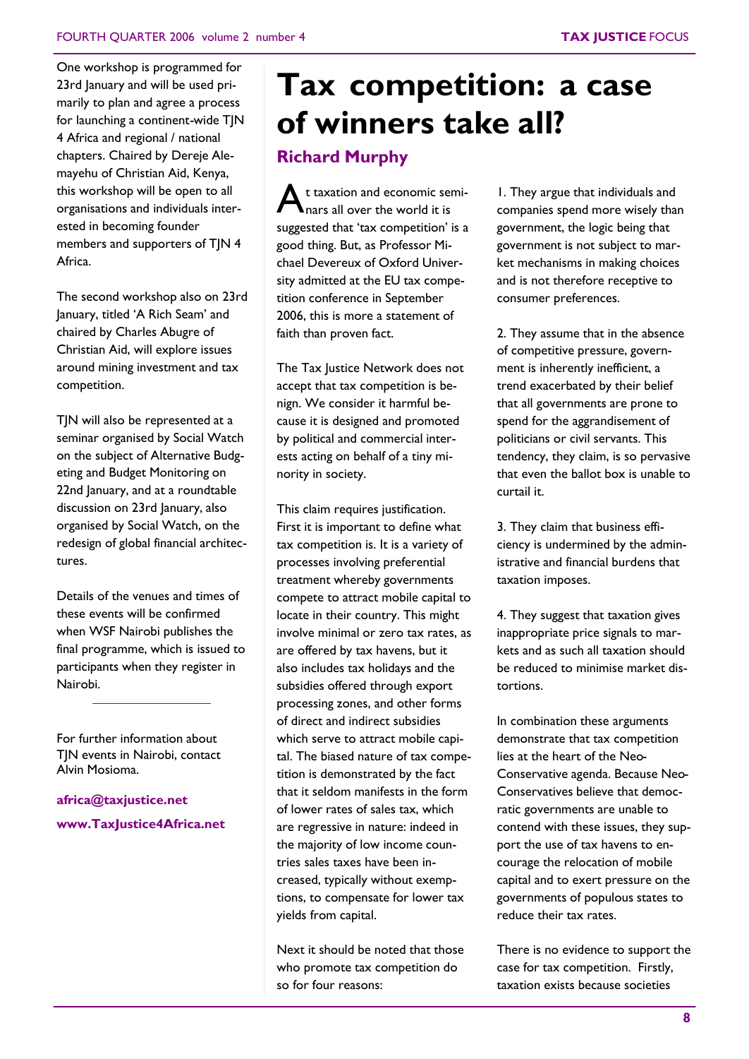One workshop is programmed for 23rd January and will be used primarily to plan and agree a process for launching a continent-wide TJN 4 Africa and regional / national chapters. Chaired by Dereje Alemayehu of Christian Aid, Kenya, this workshop will be open to all organisations and individuals interested in becoming founder members and supporters of TJN 4 Africa.

The second workshop also on 23rd January, titled 'A Rich Seam' and chaired by Charles Abugre of Christian Aid, will explore issues around mining investment and tax competition.

TJN will also be represented at a seminar organised by Social Watch on the subject of Alternative Budgeting and Budget Monitoring on 22nd January, and at a roundtable discussion on 23rd January, also organised by Social Watch, on the redesign of global financial architectures.

Details of the venues and times of these events will be confirmed when WSF Nairobi publishes the final programme, which is issued to participants when they register in Nairobi.

---

For further information about TJN events in Nairobi, contact Alvin Mosioma.

**africa@taxjustice.net**

**www.TaxJustice4Africa.net**

# Tax competition: a case of winners take all?

## Richard Murphy

At taxation and economic seminars all over the world it is suggested that 'tax competition' is a good thing. But, as Professor Michael Devereux of Oxford University admitted at the EU tax competition conference in September 2006, this is more a statement of faith than proven fact.

The Tax Justice Network does not accept that tax competition is benign. We consider it harmful because it is designed and promoted by political and commercial interests acting on behalf of a tiny minority in society.

This claim requires justification. First it is important to define what tax competition is. It is a variety of processes involving preferential treatment whereby governments compete to attract mobile capital to locate in their country. This might involve minimal or zero tax rates, as are offered by tax havens, but it also includes tax holidays and the subsidies offered through export processing zones, and other forms of direct and indirect subsidies which serve to attract mobile capital. The biased nature of tax competition is demonstrated by the fact that it seldom manifests in the form of lower rates of sales tax, which are regressive in nature: indeed in the majority of low income countries sales taxes have been increased, typically without exemptions, to compensate for lower tax yields from capital.

Next it should be noted that those who promote tax competition do so for four reasons:

1. They argue that individuals and companies spend more wisely than government, the logic being that government is not subject to market mechanisms in making choices and is not therefore receptive to consumer preferences.

2. They assume that in the absence of competitive pressure, government is inherently inefficient, a trend exacerbated by their belief that all governments are prone to spend for the aggrandisement of politicians or civil servants. This tendency, they claim, is so pervasive that even the ballot box is unable to curtail it.

3. They claim that business efficiency is undermined by the administrative and financial burdens that taxation imposes.

4. They suggest that taxation gives inappropriate price signals to markets and as such all taxation should be reduced to minimise market distortions.

In combination these arguments demonstrate that tax competition lies at the heart of the Neo-Conservative agenda. Because Neo-Conservatives believe that democratic governments are unable to contend with these issues, they support the use of tax havens to encourage the relocation of mobile capital and to exert pressure on the governments of populous states to reduce their tax rates.

There is no evidence to support the case for tax competition. Firstly, taxation exists because societies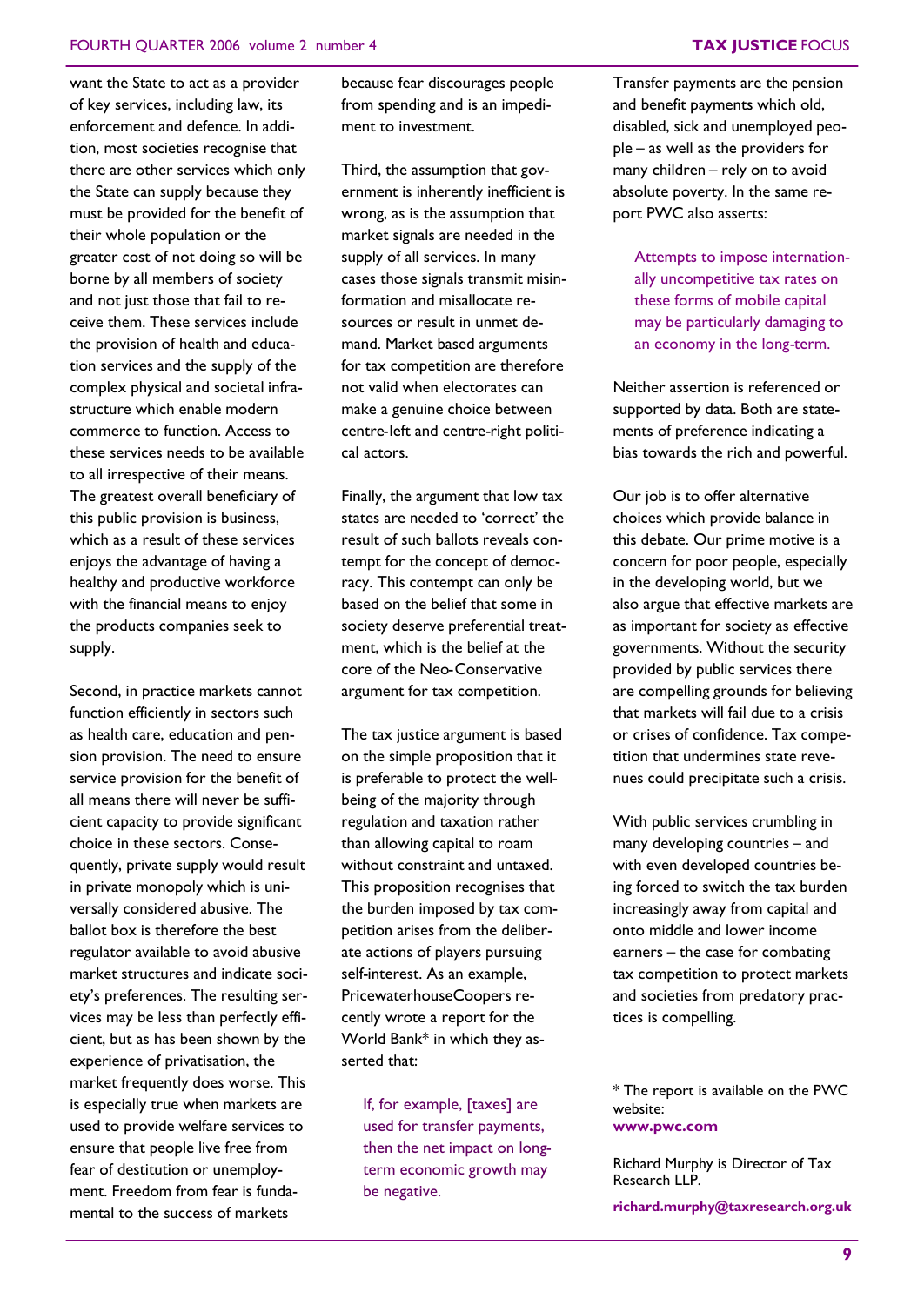want the State to act as a provider of key services, including law, its enforcement and defence. In addition, most societies recognise that there are other services which only the State can supply because they must be provided for the benefit of their whole population or the greater cost of not doing so will be borne by all members of society and not just those that fail to receive them. These services include the provision of health and education services and the supply of the complex physical and societal infrastructure which enable modern commerce to function. Access to these services needs to be available to all irrespective of their means. The greatest overall beneficiary of this public provision is business, which as a result of these services enjoys the advantage of having a healthy and productive workforce with the financial means to enjoy the products companies seek to supply.

Second, in practice markets cannot function efficiently in sectors such as health care, education and pension provision. The need to ensure service provision for the benefit of all means there will never be sufficient capacity to provide significant choice in these sectors. Consequently, private supply would result in private monopoly which is universally considered abusive. The ballot box is therefore the best regulator available to avoid abusive market structures and indicate society's preferences. The resulting services may be less than perfectly efficient, but as has been shown by the experience of privatisation, the market frequently does worse. This is especially true when markets are used to provide welfare services to ensure that people live free from fear of destitution or unemployment. Freedom from fear is fundamental to the success of markets because fear discourages people from spending and is an impediment to investment.

Third, the assumption that government is inherently inefficient is wrong, as is the assumption that market signals are needed in the supply of all services. In many cases those signals transmit misinformation and misallocate resources or result in unmet demand. Market based arguments for tax competition are therefore not valid when electorates can make a genuine choice between centre-left and centre-right political actors.

Finally, the argument that low tax states are needed to 'correct' the result of such ballots reveals contempt for the concept of democracy. This contempt can only be based on the belief that some in society deserve preferential treatment, which is the belief at the core of the Neo-Conservative argument for tax competition.

The tax justice argument is based on the simple proposition that it is preferable to protect the well-being of the majority through regulation and taxation rather than allowing capital to roam without constraint and untaxed. This proposition recognises that the burden imposed by tax competition arises from the deliberate actions of players pursuing self-interest. As an example, PricewaterhouseCoopers recently wrote a report for the World Bank* in which they asserted that:

> If, for example, [taxes] are used for transfer payments, then the net impact on long-term economic growth may be negative.

Transfer payments are the pension and benefit payments which old, disabled, sick and unemployed people – as well as the providers for many children – rely on to avoid absolute poverty. In the same report PWC also asserts:

> Attempts to impose internationally uncompetitive tax rates on these forms of mobile capital may be particularly damaging to an economy in the long-term.

Neither assertion is referenced or supported by data. Both are statements of preference indicating a bias towards the rich and powerful.

Our job is to offer alternative choices which provide balance in this debate. Our prime motive is a concern for poor people, especially in the developing world, but we also argue that effective markets are as important for society as effective governments. Without the security provided by public services there are compelling grounds for believing that markets will fail due to a crisis or crises of confidence. Tax competition that undermines state revenues could precipitate such a crisis.

With public services crumbling in many developing countries – and with even developed countries being forced to switch the tax burden increasingly away from capital and onto middle and lower income earners – the case for combating tax competition to protect markets and societies from predatory practices is compelling.

---

* The report is available on the PWC website:
**www.pwc.com**

Richard Murphy is Director of Tax Research LLP.

**richard.murphy@taxresearch.org.uk**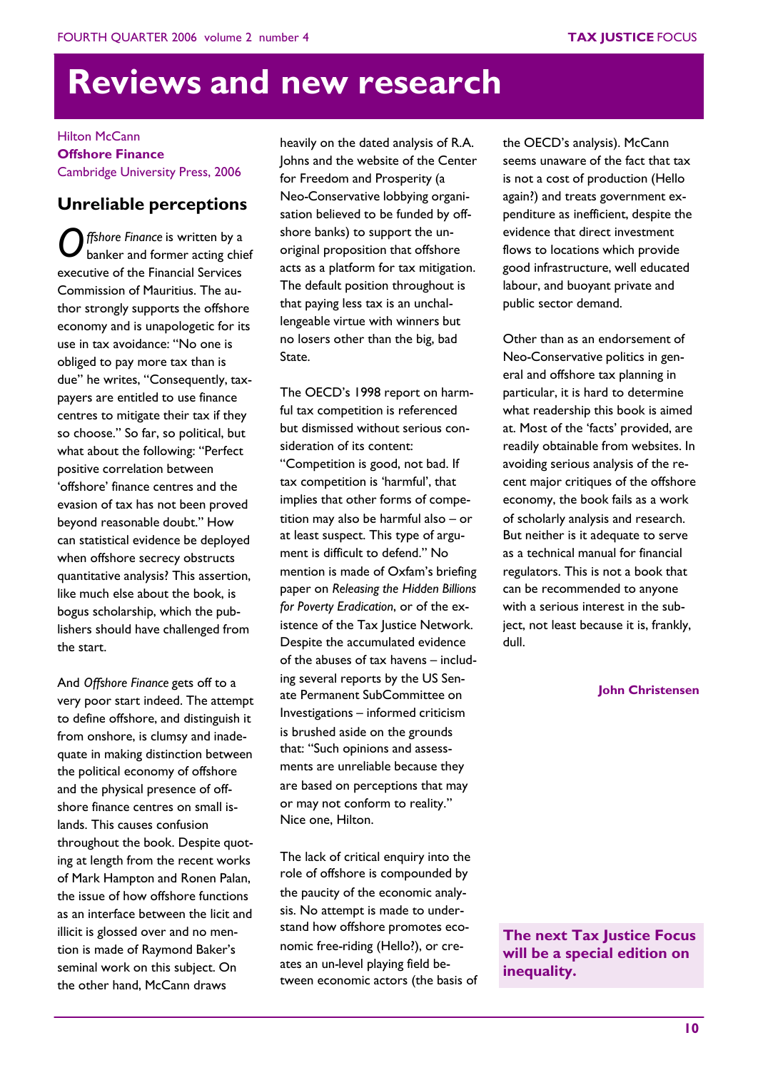# Reviews and new research

Hilton McCann
**Offshore Finance**
Cambridge University Press, 2006

## Unreliable perceptions

*Offshore Finance* is written by a banker and former acting chief executive of the Financial Services Commission of Mauritius. The author strongly supports the offshore economy and is unapologetic for its use in tax avoidance: "No one is obliged to pay more tax than is due" he writes, "Consequently, taxpayers are entitled to use finance centres to mitigate their tax if they so choose." So far, so political, but what about the following: "Perfect positive correlation between 'offshore' finance centres and the evasion of tax has not been proved beyond reasonable doubt." How can statistical evidence be deployed when offshore secrecy obstructs quantitative analysis? This assertion, like much else about the book, is bogus scholarship, which the publishers should have challenged from the start.

And *Offshore Finance* gets off to a very poor start indeed. The attempt to define offshore, and distinguish it from onshore, is clumsy and inadequate in making distinction between the political economy of offshore and the physical presence of offshore finance centres on small islands. This causes confusion throughout the book. Despite quoting at length from the recent works of Mark Hampton and Ronen Palan, the issue of how offshore functions as an interface between the licit and illicit is glossed over and no mention is made of Raymond Baker's seminal work on this subject. On the other hand, McCann draws heavily on the dated analysis of R.A. Johns and the website of the Center for Freedom and Prosperity (a Neo-Conservative lobbying organisation believed to be funded by offshore banks) to support the unoriginal proposition that offshore acts as a platform for tax mitigation. The default position throughout is that paying less tax is an unchallengeable virtue with winners but no losers other than the big, bad State.

The OECD's 1998 report on harmful tax competition is referenced but dismissed without serious consideration of its content: "Competition is good, not bad. If tax competition is 'harmful', that implies that other forms of competition may also be harmful also – or at least suspect. This type of argument is difficult to defend." No mention is made of Oxfam's briefing paper on *Releasing the Hidden Billions for Poverty Eradication*, or of the existence of the Tax Justice Network. Despite the accumulated evidence of the abuses of tax havens – including several reports by the US Senate Permanent SubCommittee on Investigations – informed criticism is brushed aside on the grounds that: "Such opinions and assessments are unreliable because they are based on perceptions that may or may not conform to reality." Nice one, Hilton.

The lack of critical enquiry into the role of offshore is compounded by the paucity of the economic analysis. No attempt is made to understand how offshore promotes economic free-riding (Hello?), or creates an un-level playing field between economic actors (the basis of the OECD's analysis). McCann seems unaware of the fact that tax is not a cost of production (Hello again?) and treats government expenditure as inefficient, despite the evidence that direct investment flows to locations which provide good infrastructure, well educated labour, and buoyant private and public sector demand.

Other than as an endorsement of Neo-Conservative politics in general and offshore tax planning in particular, it is hard to determine what readership this book is aimed at. Most of the 'facts' provided, are readily obtainable from websites. In avoiding serious analysis of the recent major critiques of the offshore economy, the book fails as a work of scholarly analysis and research. But neither is it adequate to serve as a technical manual for financial regulators. This is not a book that can be recommended to anyone with a serious interest in the subject, not least because it is, frankly, dull.

**John Christensen**

**The next Tax Justice Focus will be a special edition on inequality.**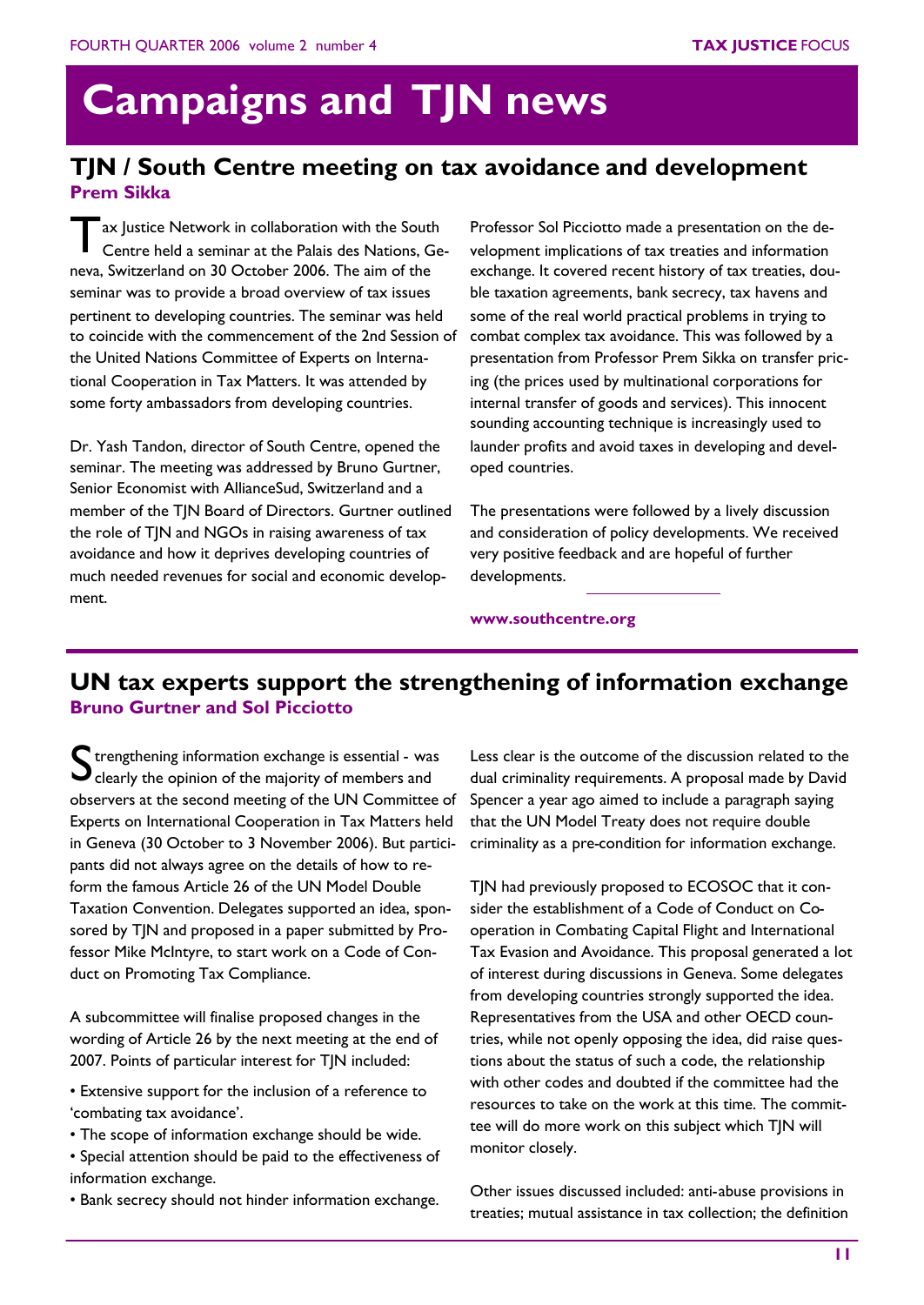# Campaigns and TJN news

## TJN / South Centre meeting on tax avoidance and development

**Prem Sikka**

Tax Justice Network in collaboration with the South Centre held a seminar at the Palais des Nations, Geneva, Switzerland on 30 October 2006. The aim of the seminar was to provide a broad overview of tax issues pertinent to developing countries. The seminar was held to coincide with the commencement of the 2nd Session of the United Nations Committee of Experts on International Cooperation in Tax Matters. It was attended by some forty ambassadors from developing countries.

Dr. Yash Tandon, director of South Centre, opened the seminar. The meeting was addressed by Bruno Gurtner, Senior Economist with AllianceSud, Switzerland and a member of the TJN Board of Directors. Gurtner outlined the role of TJN and NGOs in raising awareness of tax avoidance and how it deprives developing countries of much needed revenues for social and economic development.

Professor Sol Picciotto made a presentation on the development implications of tax treaties and information exchange. It covered recent history of tax treaties, double taxation agreements, bank secrecy, tax havens and some of the real world practical problems in trying to combat complex tax avoidance. This was followed by a presentation from Professor Prem Sikka on transfer pricing (the prices used by multinational corporations for internal transfer of goods and services). This innocent sounding accounting technique is increasingly used to launder profits and avoid taxes in developing and developed countries.

The presentations were followed by a lively discussion and consideration of policy developments. We received very positive feedback and are hopeful of further developments.

**www.southcentre.org**

## UN tax experts support the strengthening of information exchange

**Bruno Gurtner and Sol Picciotto**

Strengthening information exchange is essential - was clearly the opinion of the majority of members and observers at the second meeting of the UN Committee of Experts on International Cooperation in Tax Matters held in Geneva (30 October to 3 November 2006). But participants did not always agree on the details of how to reform the famous Article 26 of the UN Model Double Taxation Convention. Delegates supported an idea, sponsored by TJN and proposed in a paper submitted by Professor Mike McIntyre, to start work on a Code of Conduct on Promoting Tax Compliance.

A subcommittee will finalise proposed changes in the wording of Article 26 by the next meeting at the end of 2007. Points of particular interest for TJN included:

- Extensive support for the inclusion of a reference to 'combating tax avoidance'.
- The scope of information exchange should be wide.
- Special attention should be paid to the effectiveness of information exchange.
- Bank secrecy should not hinder information exchange.

Less clear is the outcome of the discussion related to the dual criminality requirements. A proposal made by David Spencer a year ago aimed to include a paragraph saying that the UN Model Treaty does not require double criminality as a pre-condition for information exchange.

TJN had previously proposed to ECOSOC that it consider the establishment of a Code of Conduct on Co-operation in Combating Capital Flight and International Tax Evasion and Avoidance. This proposal generated a lot of interest during discussions in Geneva. Some delegates from developing countries strongly supported the idea. Representatives from the USA and other OECD countries, while not openly opposing the idea, did raise questions about the status of such a code, the relationship with other codes and doubted if the committee had the resources to take on the work at this time. The committee will do more work on this subject which TJN will monitor closely.

Other issues discussed included: anti-abuse provisions in treaties; mutual assistance in tax collection; the definition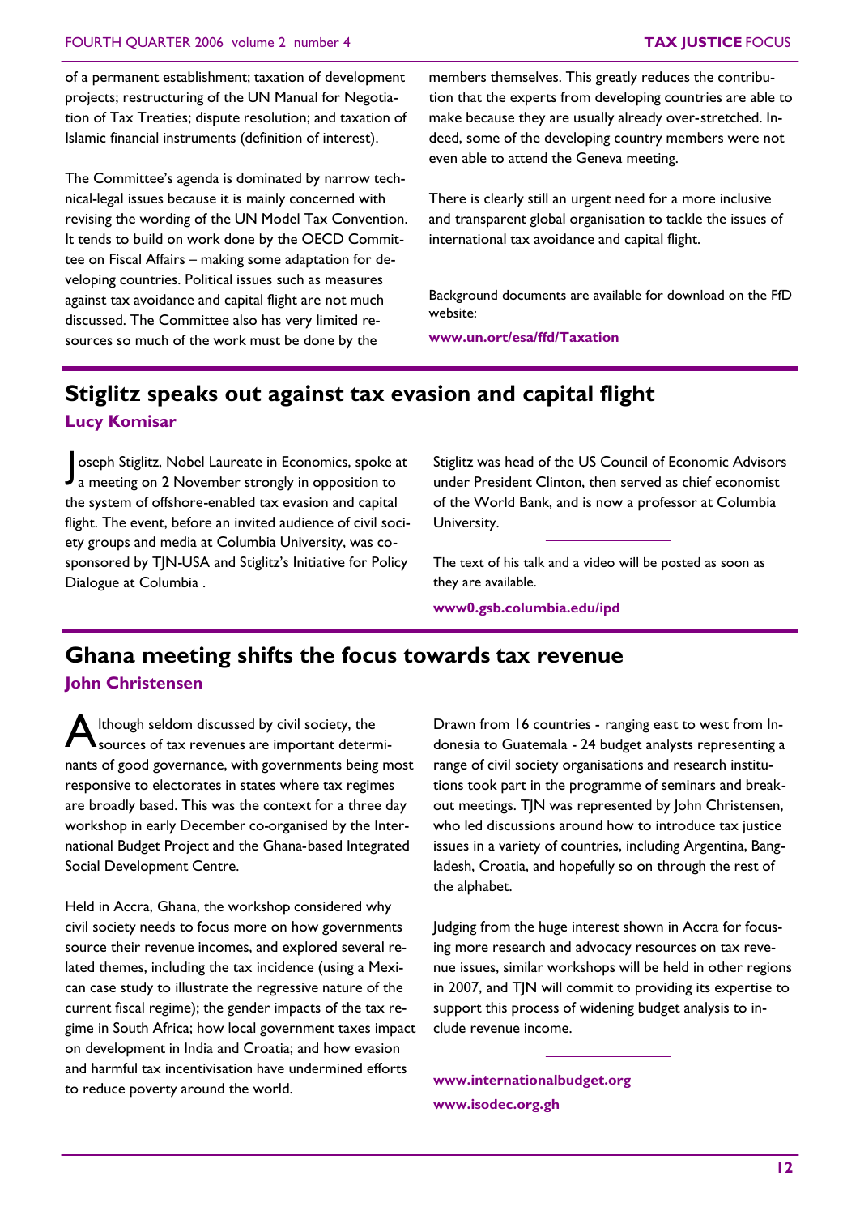of a permanent establishment; taxation of development projects; restructuring of the UN Manual for Negotiation of Tax Treaties; dispute resolution; and taxation of Islamic financial instruments (definition of interest).

The Committee's agenda is dominated by narrow technical-legal issues because it is mainly concerned with revising the wording of the UN Model Tax Convention. It tends to build on work done by the OECD Committee on Fiscal Affairs – making some adaptation for developing countries. Political issues such as measures against tax avoidance and capital flight are not much discussed. The Committee also has very limited resources so much of the work must be done by the members themselves. This greatly reduces the contribution that the experts from developing countries are able to make because they are usually already over-stretched. Indeed, some of the developing country members were not even able to attend the Geneva meeting.

There is clearly still an urgent need for a more inclusive and transparent global organisation to tackle the issues of international tax avoidance and capital flight.

---

Background documents are available for download on the FfD website:

**www.un.ort/esa/ffd/Taxation**

## Stiglitz speaks out against tax evasion and capital flight

**Lucy Komisar**

Joseph Stiglitz, Nobel Laureate in Economics, spoke at a meeting on 2 November strongly in opposition to the system of offshore-enabled tax evasion and capital flight. The event, before an invited audience of civil society groups and media at Columbia University, was co-sponsored by TJN-USA and Stiglitz's Initiative for Policy Dialogue at Columbia .

Stiglitz was head of the US Council of Economic Advisors under President Clinton, then served as chief economist of the World Bank, and is now a professor at Columbia University.

---

The text of his talk and a video will be posted as soon as they are available.

**www0.gsb.columbia.edu/ipd**

## Ghana meeting shifts the focus towards tax revenue

**John Christensen**

Although seldom discussed by civil society, the sources of tax revenues are important determinants of good governance, with governments being most responsive to electorates in states where tax regimes are broadly based. This was the context for a three day workshop in early December co-organised by the International Budget Project and the Ghana-based Integrated Social Development Centre.

Held in Accra, Ghana, the workshop considered why civil society needs to focus more on how governments source their revenue incomes, and explored several related themes, including the tax incidence (using a Mexican case study to illustrate the regressive nature of the current fiscal regime); the gender impacts of the tax regime in South Africa; how local government taxes impact on development in India and Croatia; and how evasion and harmful tax incentivisation have undermined efforts to reduce poverty around the world.

Drawn from 16 countries - ranging east to west from Indonesia to Guatemala - 24 budget analysts representing a range of civil society organisations and research institutions took part in the programme of seminars and breakout meetings. TJN was represented by John Christensen, who led discussions around how to introduce tax justice issues in a variety of countries, including Argentina, Bangladesh, Croatia, and hopefully so on through the rest of the alphabet.

Judging from the huge interest shown in Accra for focusing more research and advocacy resources on tax revenue issues, similar workshops will be held in other regions in 2007, and TJN will commit to providing its expertise to support this process of widening budget analysis to include revenue income.

---

**www.internationalbudget.org**

**www.isodec.org.gh**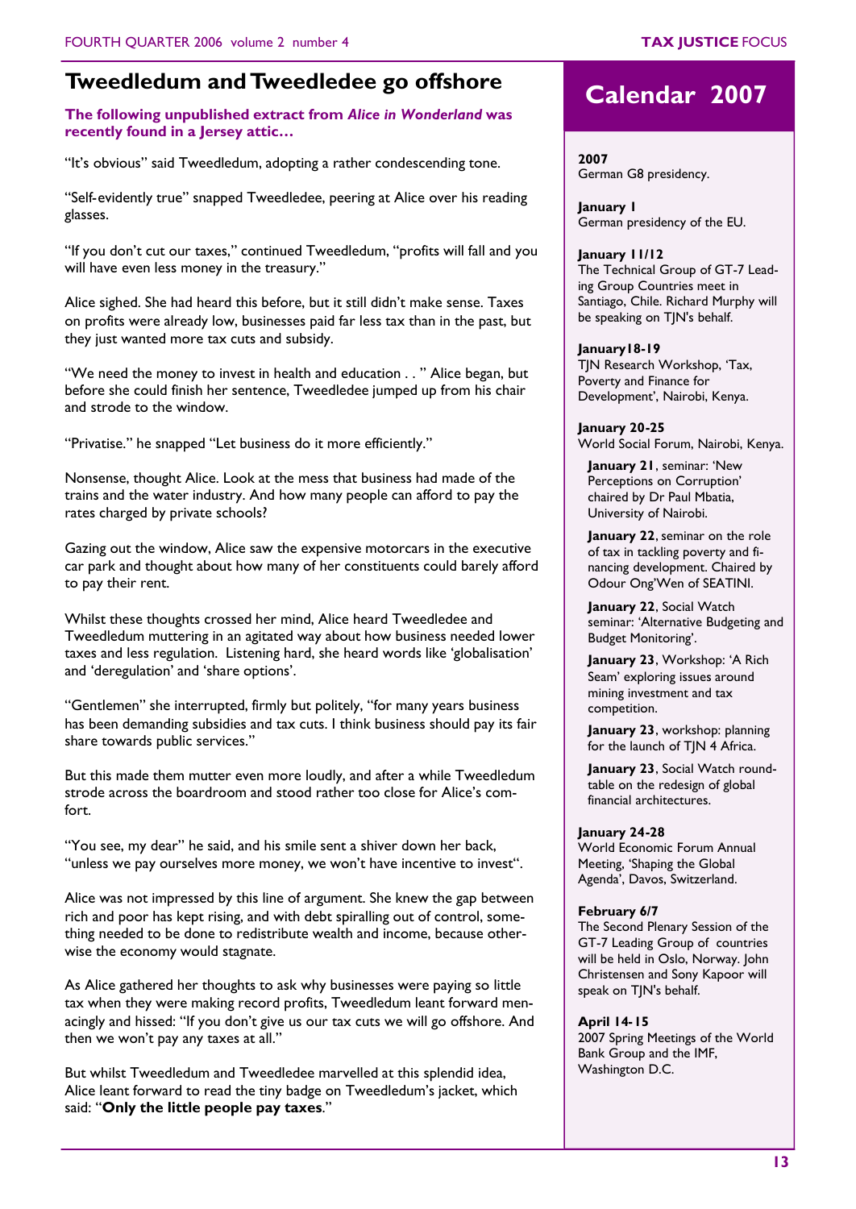## Tweedledum and Tweedledee go offshore

**The following unpublished extract from *Alice in Wonderland* was recently found in a Jersey attic…**

"It's obvious" said Tweedledum, adopting a rather condescending tone.

"Self-evidently true" snapped Tweedledee, peering at Alice over his reading glasses.

"If you don't cut our taxes," continued Tweedledum, "profits will fall and you will have even less money in the treasury."

Alice sighed. She had heard this before, but it still didn't make sense. Taxes on profits were already low, businesses paid far less tax than in the past, but they just wanted more tax cuts and subsidy.

"We need the money to invest in health and education . . " Alice began, but before she could finish her sentence, Tweedledee jumped up from his chair and strode to the window.

"Privatise." he snapped "Let business do it more efficiently."

Nonsense, thought Alice. Look at the mess that business had made of the trains and the water industry. And how many people can afford to pay the rates charged by private schools?

Gazing out the window, Alice saw the expensive motorcars in the executive car park and thought about how many of her constituents could barely afford to pay their rent.

Whilst these thoughts crossed her mind, Alice heard Tweedledee and Tweedledum muttering in an agitated way about how business needed lower taxes and less regulation. Listening hard, she heard words like 'globalisation' and 'deregulation' and 'share options'.

"Gentlemen" she interrupted, firmly but politely, "for many years business has been demanding subsidies and tax cuts. I think business should pay its fair share towards public services."

But this made them mutter even more loudly, and after a while Tweedledum strode across the boardroom and stood rather too close for Alice's comfort.

"You see, my dear" he said, and his smile sent a shiver down her back, "unless we pay ourselves more money, we won't have incentive to invest".

Alice was not impressed by this line of argument. She knew the gap between rich and poor has kept rising, and with debt spiralling out of control, something needed to be done to redistribute wealth and income, because otherwise the economy would stagnate.

As Alice gathered her thoughts to ask why businesses were paying so little tax when they were making record profits, Tweedledum leant forward menacingly and hissed: "If you don't give us our tax cuts we will go offshore. And then we won't pay any taxes at all."

But whilst Tweedledum and Tweedledee marvelled at this splendid idea, Alice leant forward to read the tiny badge on Tweedledum's jacket, which said: "**Only the little people pay taxes**."

## Calendar 2007

**2007**
German G8 presidency.

**January 1**
German presidency of the EU.

**January 11/12**
The Technical Group of GT-7 Leading Group Countries meet in Santiago, Chile. Richard Murphy will be speaking on TJN's behalf.

**January18-19**
TJN Research Workshop, 'Tax, Poverty and Finance for Development', Nairobi, Kenya.

**January 20-25**
World Social Forum, Nairobi, Kenya.

**January 21**, seminar: 'New Perceptions on Corruption' chaired by Dr Paul Mbatia, University of Nairobi.

**January 22**, seminar on the role of tax in tackling poverty and financing development. Chaired by Odour Ong'Wen of SEATINI.

**January 22**, Social Watch seminar: 'Alternative Budgeting and Budget Monitoring'.

**January 23**, Workshop: 'A Rich Seam' exploring issues around mining investment and tax competition.

**January 23**, workshop: planning for the launch of TJN 4 Africa.

**January 23**, Social Watch roundtable on the redesign of global financial architectures.

**January 24-28**
World Economic Forum Annual Meeting, 'Shaping the Global Agenda', Davos, Switzerland.

**February 6/7**
The Second Plenary Session of the GT-7 Leading Group of countries will be held in Oslo, Norway. John Christensen and Sony Kapoor will speak on TJN's behalf.

**April 14-15**
2007 Spring Meetings of the World Bank Group and the IMF, Washington D.C.